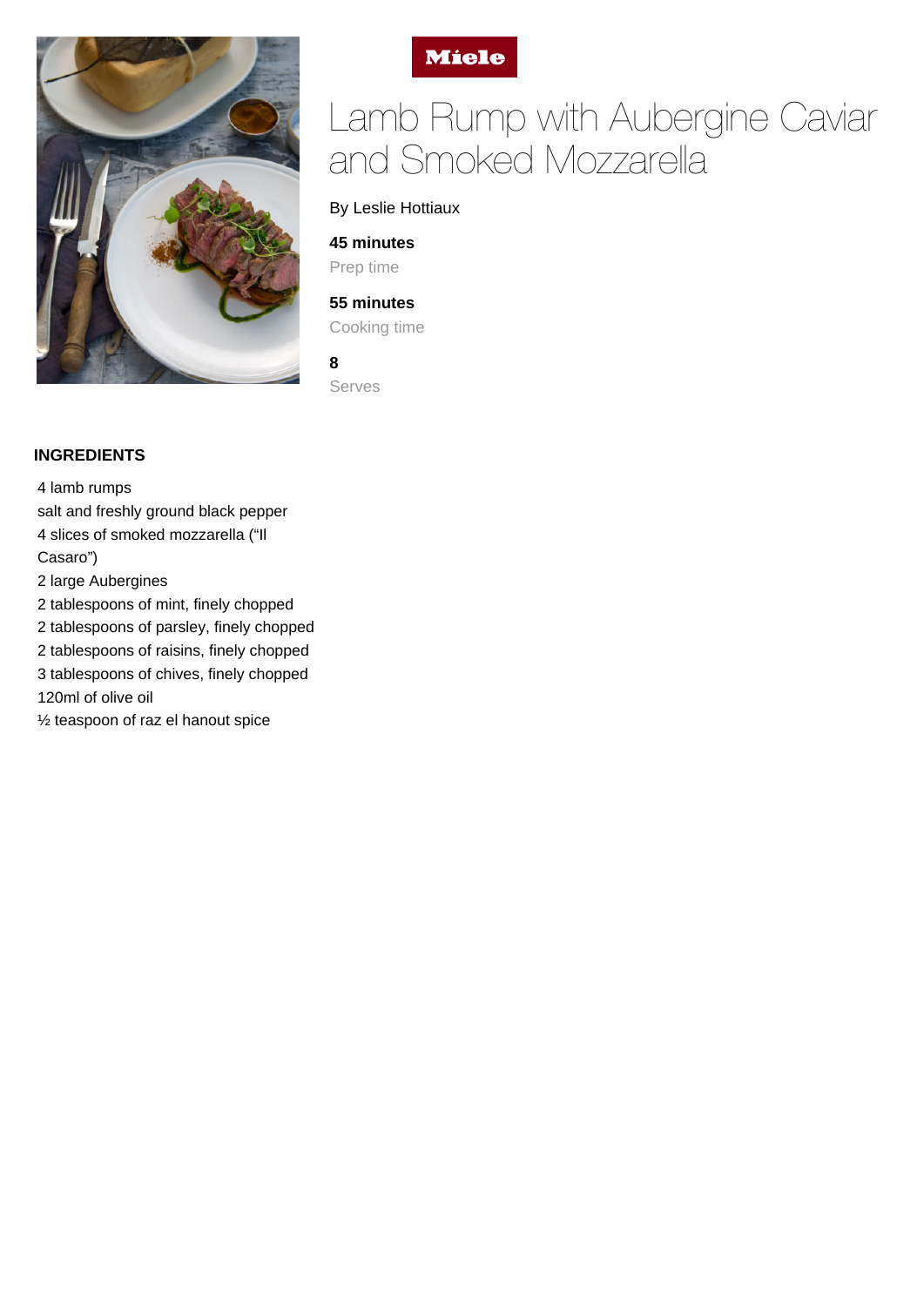Miele

# Lamb Rump with Aubergine Caviar and Smoked Mozzarella

By Leslie Hottiaux

**45 minutes**
Prep time

**55 minutes**
Cooking time

**8**
Serves

## INGREDIENTS

4 lamb rumps
salt and freshly ground black pepper
4 slices of smoked mozzarella ("Il Casaro")
2 large Aubergines
2 tablespoons of mint, finely chopped
2 tablespoons of parsley, finely chopped
2 tablespoons of raisins, finely chopped
3 tablespoons of chives, finely chopped
120ml of olive oil
½ teaspoon of raz el hanout spice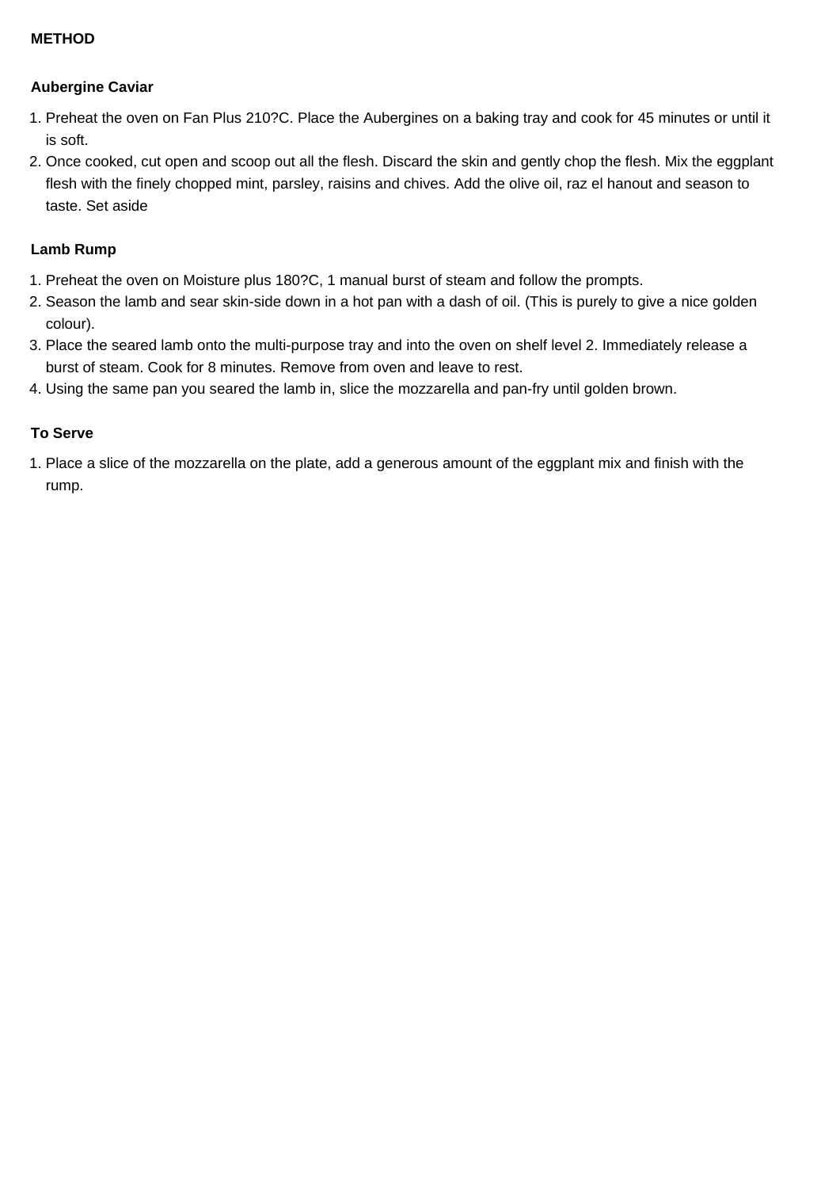**METHOD**

**Aubergine Caviar**

1. Preheat the oven on Fan Plus 210?C. Place the Aubergines on a baking tray and cook for 45 minutes or until it is soft.
2. Once cooked, cut open and scoop out all the flesh. Discard the skin and gently chop the flesh. Mix the eggplant flesh with the finely chopped mint, parsley, raisins and chives. Add the olive oil, raz el hanout and season to taste. Set aside

**Lamb Rump**

1. Preheat the oven on Moisture plus 180?C, 1 manual burst of steam and follow the prompts.
2. Season the lamb and sear skin-side down in a hot pan with a dash of oil. (This is purely to give a nice golden colour).
3. Place the seared lamb onto the multi-purpose tray and into the oven on shelf level 2. Immediately release a burst of steam. Cook for 8 minutes. Remove from oven and leave to rest.
4. Using the same pan you seared the lamb in, slice the mozzarella and pan-fry until golden brown.

**To Serve**

1. Place a slice of the mozzarella on the plate, add a generous amount of the eggplant mix and finish with the rump.